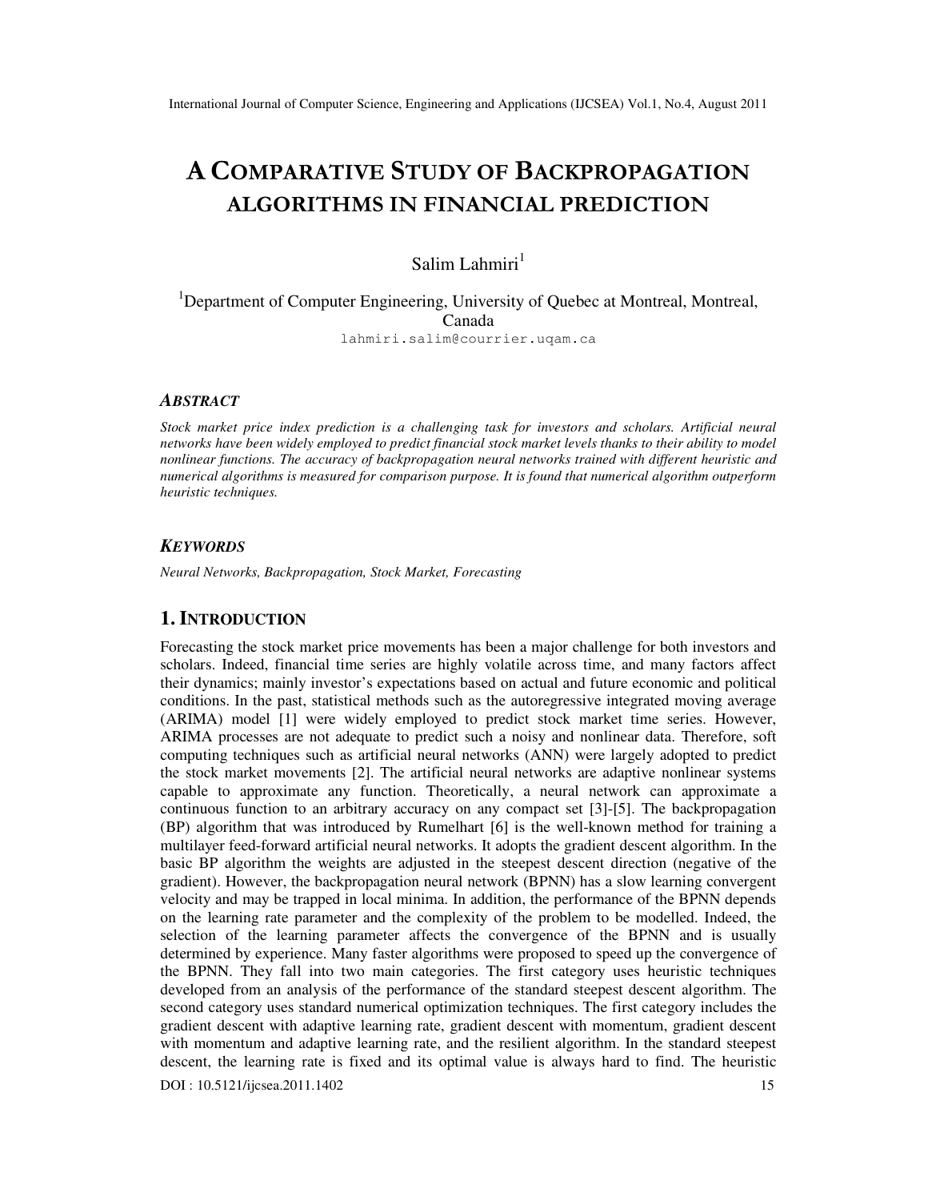# A COMPARATIVE STUDY OF BACKPROPAGATION ALGORITHMS IN FINANCIAL PREDICTION

Salim Lahmiri[1]

[1]Department of Computer Engineering, University of Quebec at Montreal, Montreal, Canada

lahmiri.salim@courrier.uqam.ca

## ABSTRACT

*Stock market price index prediction is a challenging task for investors and scholars. Artificial neural networks have been widely employed to predict financial stock market levels thanks to their ability to model nonlinear functions. The accuracy of backpropagation neural networks trained with different heuristic and numerical algorithms is measured for comparison purpose. It is found that numerical algorithm outperform heuristic techniques.*

## KEYWORDS

*Neural Networks, Backpropagation, Stock Market, Forecasting*

## 1. INTRODUCTION

Forecasting the stock market price movements has been a major challenge for both investors and scholars. Indeed, financial time series are highly volatile across time, and many factors affect their dynamics; mainly investor's expectations based on actual and future economic and political conditions. In the past, statistical methods such as the autoregressive integrated moving average (ARIMA) model [1] were widely employed to predict stock market time series. However, ARIMA processes are not adequate to predict such a noisy and nonlinear data. Therefore, soft computing techniques such as artificial neural networks (ANN) were largely adopted to predict the stock market movements [2]. The artificial neural networks are adaptive nonlinear systems capable to approximate any function. Theoretically, a neural network can approximate a continuous function to an arbitrary accuracy on any compact set [3]-[5]. The backpropagation (BP) algorithm that was introduced by Rumelhart [6] is the well-known method for training a multilayer feed-forward artificial neural networks. It adopts the gradient descent algorithm. In the basic BP algorithm the weights are adjusted in the steepest descent direction (negative of the gradient). However, the backpropagation neural network (BPNN) has a slow learning convergent velocity and may be trapped in local minima. In addition, the performance of the BPNN depends on the learning rate parameter and the complexity of the problem to be modelled. Indeed, the selection of the learning parameter affects the convergence of the BPNN and is usually determined by experience. Many faster algorithms were proposed to speed up the convergence of the BPNN. They fall into two main categories. The first category uses heuristic techniques developed from an analysis of the performance of the standard steepest descent algorithm. The second category uses standard numerical optimization techniques. The first category includes the gradient descent with adaptive learning rate, gradient descent with momentum, gradient descent with momentum and adaptive learning rate, and the resilient algorithm. In the standard steepest descent, the learning rate is fixed and its optimal value is always hard to find. The heuristic

DOI : 10.5121/ijcsea.2011.1402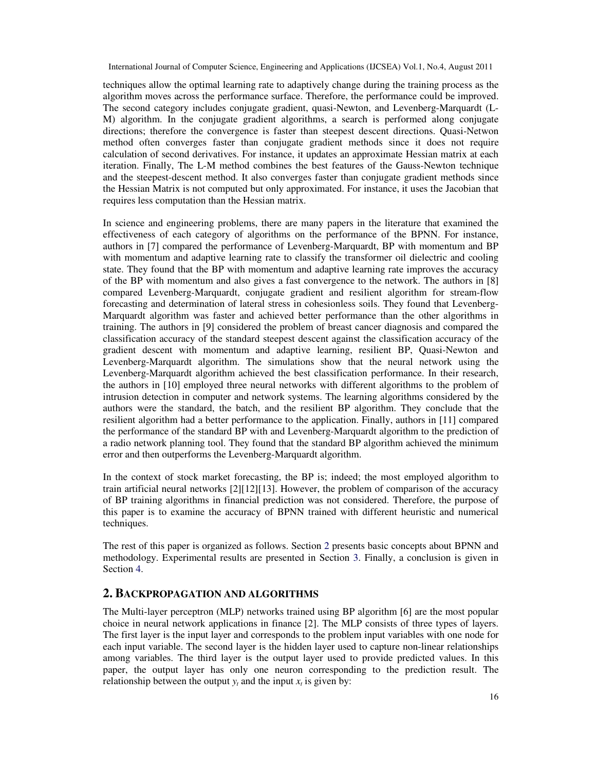techniques allow the optimal learning rate to adaptively change during the training process as the algorithm moves across the performance surface. Therefore, the performance could be improved. The second category includes conjugate gradient, quasi-Newton, and Levenberg-Marquardt (L-M) algorithm. In the conjugate gradient algorithms, a search is performed along conjugate directions; therefore the convergence is faster than steepest descent directions. Quasi-Netwon method often converges faster than conjugate gradient methods since it does not require calculation of second derivatives. For instance, it updates an approximate Hessian matrix at each iteration. Finally, The L-M method combines the best features of the Gauss-Newton technique and the steepest-descent method. It also converges faster than conjugate gradient methods since the Hessian Matrix is not computed but only approximated. For instance, it uses the Jacobian that requires less computation than the Hessian matrix.

In science and engineering problems, there are many papers in the literature that examined the effectiveness of each category of algorithms on the performance of the BPNN. For instance, authors in [7] compared the performance of Levenberg-Marquardt, BP with momentum and BP with momentum and adaptive learning rate to classify the transformer oil dielectric and cooling state. They found that the BP with momentum and adaptive learning rate improves the accuracy of the BP with momentum and also gives a fast convergence to the network. The authors in [8] compared Levenberg-Marquardt, conjugate gradient and resilient algorithm for stream-flow forecasting and determination of lateral stress in cohesionless soils. They found that Levenberg-Marquardt algorithm was faster and achieved better performance than the other algorithms in training. The authors in [9] considered the problem of breast cancer diagnosis and compared the classification accuracy of the standard steepest descent against the classification accuracy of the gradient descent with momentum and adaptive learning, resilient BP, Quasi-Newton and Levenberg-Marquardt algorithm. The simulations show that the neural network using the Levenberg-Marquardt algorithm achieved the best classification performance. In their research, the authors in [10] employed three neural networks with different algorithms to the problem of intrusion detection in computer and network systems. The learning algorithms considered by the authors were the standard, the batch, and the resilient BP algorithm. They conclude that the resilient algorithm had a better performance to the application. Finally, authors in [11] compared the performance of the standard BP with and Levenberg-Marquardt algorithm to the prediction of a radio network planning tool. They found that the standard BP algorithm achieved the minimum error and then outperforms the Levenberg-Marquardt algorithm.

In the context of stock market forecasting, the BP is; indeed; the most employed algorithm to train artificial neural networks [2][12][13]. However, the problem of comparison of the accuracy of BP training algorithms in financial prediction was not considered. Therefore, the purpose of this paper is to examine the accuracy of BPNN trained with different heuristic and numerical techniques.

The rest of this paper is organized as follows. Section 2 presents basic concepts about BPNN and methodology. Experimental results are presented in Section 3. Finally, a conclusion is given in Section 4.

## 2. BACKPROPAGATION AND ALGORITHMS

The Multi-layer perceptron (MLP) networks trained using BP algorithm [6] are the most popular choice in neural network applications in finance [2]. The MLP consists of three types of layers. The first layer is the input layer and corresponds to the problem input variables with one node for each input variable. The second layer is the hidden layer used to capture non-linear relationships among variables. The third layer is the output layer used to provide predicted values. In this paper, the output layer has only one neuron corresponding to the prediction result. The relationship between the output $y_t$ and the input $x_t$ is given by: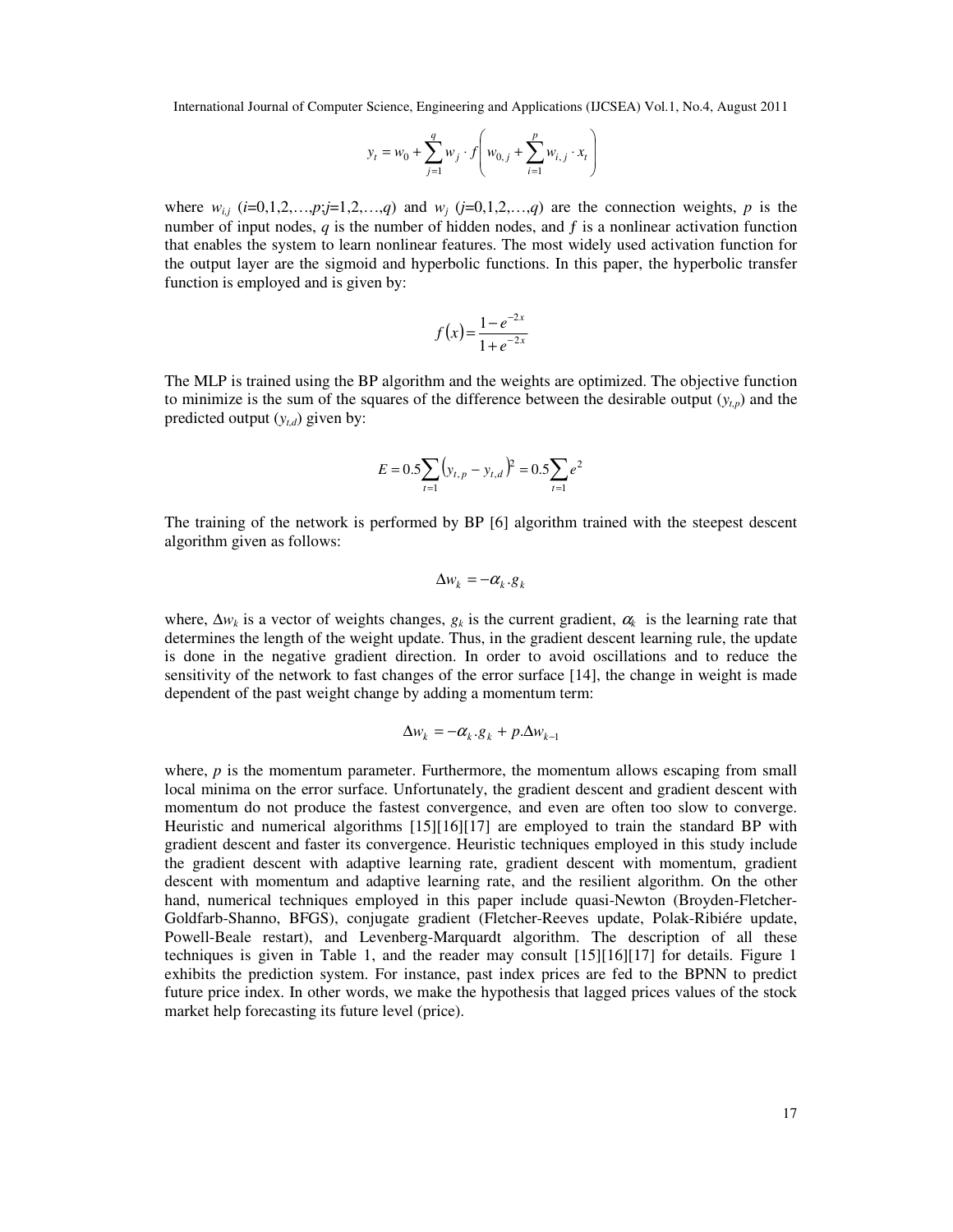$$y_t = w_0 + \sum_{j=1}^{q} w_j \cdot f\left( w_{0,j} + \sum_{i=1}^{p} w_{i,j} \cdot x_t \right)$$

where $w_{i,j}$ ($i$=0,1,2,…,$p$;$j$=1,2,…,$q$) and $w_j$ ($j$=0,1,2,…,$q$) are the connection weights, $p$ is the number of input nodes, $q$ is the number of hidden nodes, and $f$ is a nonlinear activation function that enables the system to learn nonlinear features. The most widely used activation function for the output layer are the sigmoid and hyperbolic functions. In this paper, the hyperbolic transfer function is employed and is given by:

$$f(x) = \frac{1 - e^{-2x}}{1 + e^{-2x}}$$

The MLP is trained using the BP algorithm and the weights are optimized. The objective function to minimize is the sum of the squares of the difference between the desirable output ($y_{t,p}$) and the predicted output ($y_{t,d}$) given by:

$$E = 0.5 \sum_{t=1} \left( y_{t,p} - y_{t,d} \right)^2 = 0.5 \sum_{t=1} e^2$$

The training of the network is performed by BP [6] algorithm trained with the steepest descent algorithm given as follows:

$$\Delta w_k = -\alpha_k . g_k$$

where, $\Delta w_k$ is a vector of weights changes, $g_k$ is the current gradient, $\alpha_k$ is the learning rate that determines the length of the weight update. Thus, in the gradient descent learning rule, the update is done in the negative gradient direction. In order to avoid oscillations and to reduce the sensitivity of the network to fast changes of the error surface [14], the change in weight is made dependent of the past weight change by adding a momentum term:

$$\Delta w_k = -\alpha_k . g_k + p . \Delta w_{k-1}$$

where, $p$ is the momentum parameter. Furthermore, the momentum allows escaping from small local minima on the error surface. Unfortunately, the gradient descent and gradient descent with momentum do not produce the fastest convergence, and even are often too slow to converge. Heuristic and numerical algorithms [15][16][17] are employed to train the standard BP with gradient descent and faster its convergence. Heuristic techniques employed in this study include the gradient descent with adaptive learning rate, gradient descent with momentum, gradient descent with momentum and adaptive learning rate, and the resilient algorithm. On the other hand, numerical techniques employed in this paper include quasi-Newton (Broyden-Fletcher-Goldfarb-Shanno, BFGS), conjugate gradient (Fletcher-Reeves update, Polak-Ribiére update, Powell-Beale restart), and Levenberg-Marquardt algorithm. The description of all these techniques is given in Table 1, and the reader may consult [15][16][17] for details. Figure 1 exhibits the prediction system. For instance, past index prices are fed to the BPNN to predict future price index. In other words, we make the hypothesis that lagged prices values of the stock market help forecasting its future level (price).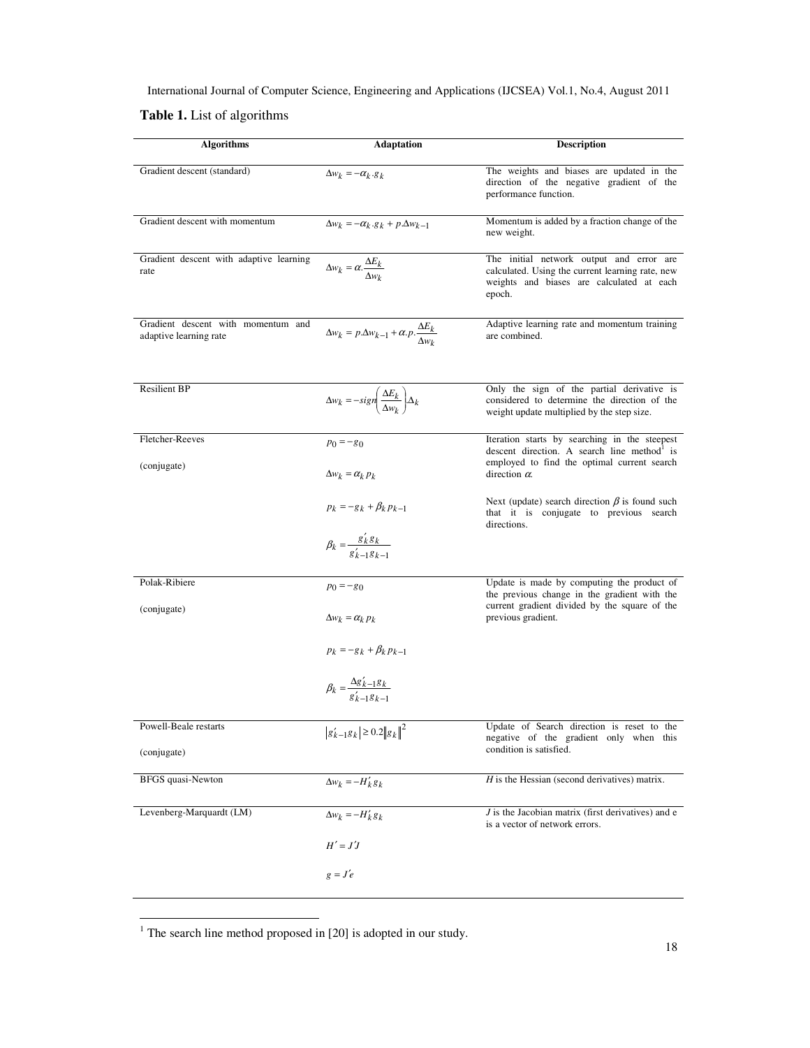**Table 1.** List of algorithms

| Algorithms | Adaptation | Description |
|---|---|---|
| Gradient descent (standard) | $\Delta w_k = -\alpha_k . g_k$ | The weights and biases are updated in the direction of the negative gradient of the performance function. |
| Gradient descent with momentum | $\Delta w_k = -\alpha_k . g_k + p.\Delta w_{k-1}$ | Momentum is added by a fraction change of the new weight. |
| Gradient descent with adaptive learning rate | $\Delta w_k = \alpha . \frac{\Delta E_k}{\Delta w_k}$ | The initial network output and error are calculated. Using the current learning rate, new weights and biases are calculated at each epoch. |
| Gradient descent with momentum and adaptive learning rate | $\Delta w_k = p.\Delta w_{k-1} + \alpha . p . \frac{\Delta E_k}{\Delta w_k}$ | Adaptive learning rate and momentum training are combined. |
| Resilient BP | $\Delta w_k = -sign\left(\frac{\Delta E_k}{\Delta w_k}\right).\Delta_k$ | Only the sign of the partial derivative is considered to determine the direction of the weight update multiplied by the step size. |
| Fletcher-Reeves (conjugate) | $p_0 = -g_0$ <br> $\Delta w_k = \alpha_k p_k$ <br> $p_k = -g_k + \beta_k p_{k-1}$ <br> $\beta_k = \frac{g'_k g_k}{g'_{k-1} g_{k-1}}$ | Iteration starts by searching in the steepest descent direction. A search line method[1] is employed to find the optimal current search direction $\alpha$. <br> Next (update) search direction $\beta$ is found such that it is conjugate to previous search directions. |
| Polak-Ribiere (conjugate) | $p_0 = -g_0$ <br> $\Delta w_k = \alpha_k p_k$ <br> $p_k = -g_k + \beta_k p_{k-1}$ <br> $\beta_k = \frac{\Delta g'_{k-1} g_k}{g'_{k-1} g_{k-1}}$ | Update is made by computing the product of the previous change in the gradient with the current gradient divided by the square of the previous gradient. |
| Powell-Beale restarts (conjugate) | $\left\lvert g'_{k-1} g_k \right\rvert \geq 0.2 \left\lVert g_k \right\rVert^2$ | Update of Search direction is reset to the negative of the gradient only when this condition is satisfied. |
| BFGS quasi-Newton | $\Delta w_k = -H'_k g_k$ | $H$ is the Hessian (second derivatives) matrix. |
| Levenberg-Marquardt (LM) | $\Delta w_k = -H'_k g_k$ <br> $H' = J'J$ <br> $g = J'e$ | $J$ is the Jacobian matrix (first derivatives) and e is a vector of network errors. |

[1] The search line method proposed in [20] is adopted in our study.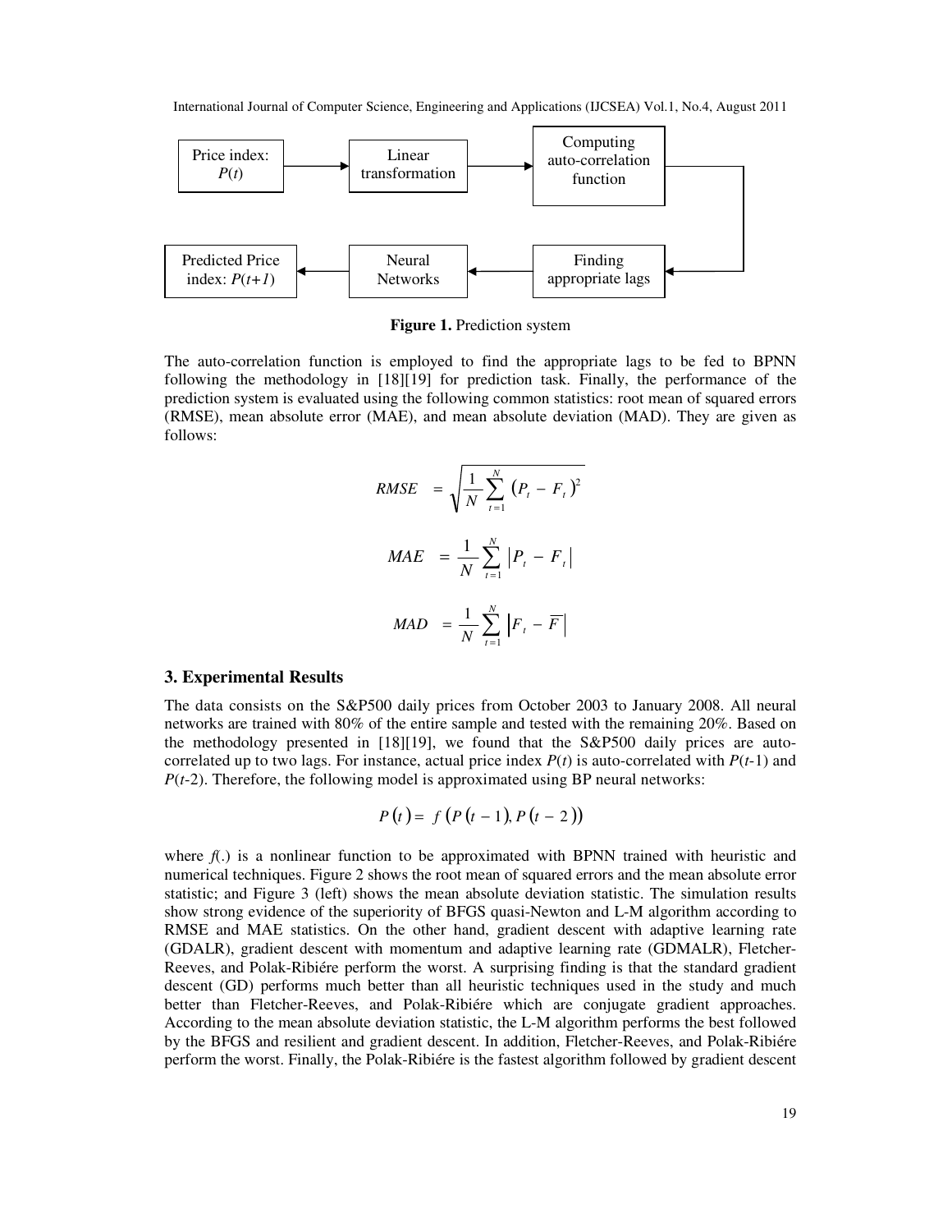Price index: $P(t)$ → Linear transformation → Computing auto-correlation function → Finding appropriate lags → Neural Networks → Predicted Price index: $P(t+1)$

**Figure 1.** Prediction system

The auto-correlation function is employed to find the appropriate lags to be fed to BPNN following the methodology in [18][19] for prediction task. Finally, the performance of the prediction system is evaluated using the following common statistics: root mean of squared errors (RMSE), mean absolute error (MAE), and mean absolute deviation (MAD). They are given as follows:

$$RMSE = \sqrt{\frac{1}{N}\sum_{t=1}^{N}(P_t - F_t)^2}$$

$$MAE = \frac{1}{N}\sum_{t=1}^{N}|P_t - F_t|$$

$$MAD = \frac{1}{N}\sum_{t=1}^{N}|F_t - \overline{F}|$$

## 3. Experimental Results

The data consists on the S&P500 daily prices from October 2003 to January 2008. All neural networks are trained with 80% of the entire sample and tested with the remaining 20%. Based on the methodology presented in [18][19], we found that the S&P500 daily prices are auto-correlated up to two lags. For instance, actual price index $P(t)$ is auto-correlated with $P(t-1)$ and $P(t-2)$. Therefore, the following model is approximated using BP neural networks:

$$P(t) = f(P(t-1), P(t-2))$$

where $f(.)$ is a nonlinear function to be approximated with BPNN trained with heuristic and numerical techniques. Figure 2 shows the root mean of squared errors and the mean absolute error statistic; and Figure 3 (left) shows the mean absolute deviation statistic. The simulation results show strong evidence of the superiority of BFGS quasi-Newton and L-M algorithm according to RMSE and MAE statistics. On the other hand, gradient descent with adaptive learning rate (GDALR), gradient descent with momentum and adaptive learning rate (GDMALR), Fletcher-Reeves, and Polak-Ribiére perform the worst. A surprising finding is that the standard gradient descent (GD) performs much better than all heuristic techniques used in the study and much better than Fletcher-Reeves, and Polak-Ribiére which are conjugate gradient approaches. According to the mean absolute deviation statistic, the L-M algorithm performs the best followed by the BFGS and resilient and gradient descent. In addition, Fletcher-Reeves, and Polak-Ribiére perform the worst. Finally, the Polak-Ribiére is the fastest algorithm followed by gradient descent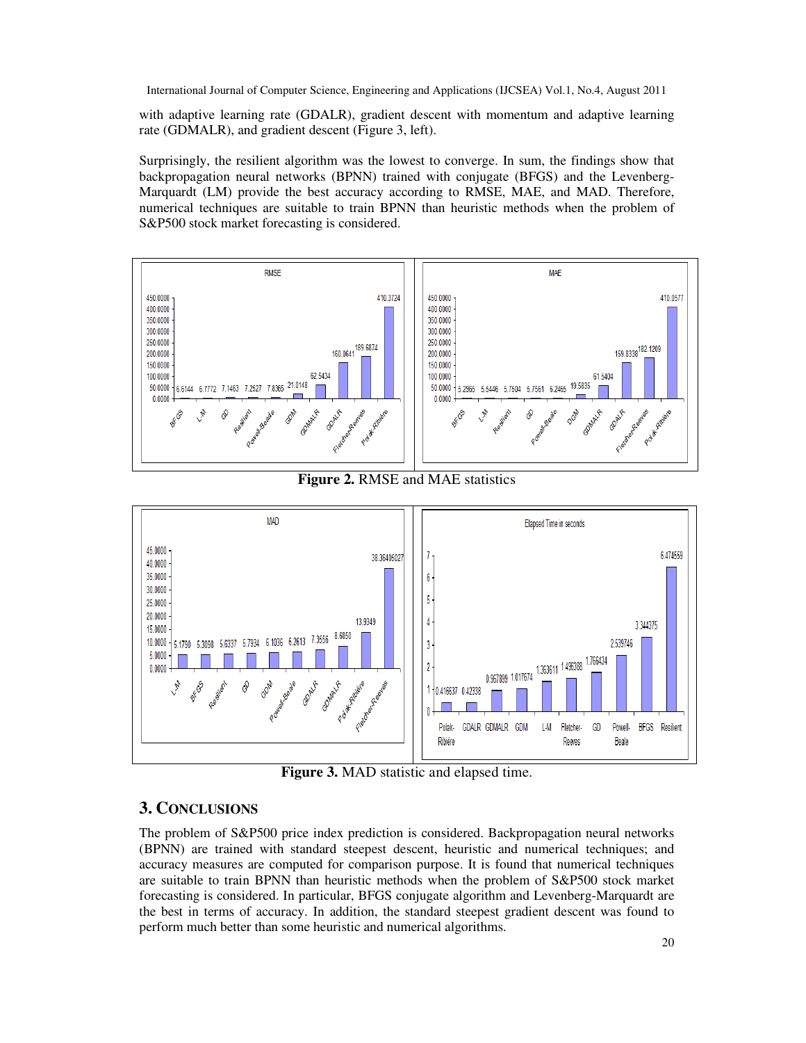with adaptive learning rate (GDALR), gradient descent with momentum and adaptive learning rate (GDMALR), and gradient descent (Figure 3, left).

Surprisingly, the resilient algorithm was the lowest to converge. In sum, the findings show that backpropagation neural networks (BPNN) trained with conjugate (BFGS) and the Levenberg-Marquardt (LM) provide the best accuracy according to RMSE, MAE, and MAD. Therefore, numerical techniques are suitable to train BPNN than heuristic methods when the problem of S&P500 stock market forecasting is considered.

**Figure 2.** RMSE and MAE statistics

**Figure 3.** MAD statistic and elapsed time.

## 3. CONCLUSIONS

The problem of S&P500 price index prediction is considered. Backpropagation neural networks (BPNN) are trained with standard steepest descent, heuristic and numerical techniques; and accuracy measures are computed for comparison purpose. It is found that numerical techniques are suitable to train BPNN than heuristic methods when the problem of S&P500 stock market forecasting is considered. In particular, BFGS conjugate algorithm and Levenberg-Marquardt are the best in terms of accuracy. In addition, the standard steepest gradient descent was found to perform much better than some heuristic and numerical algorithms.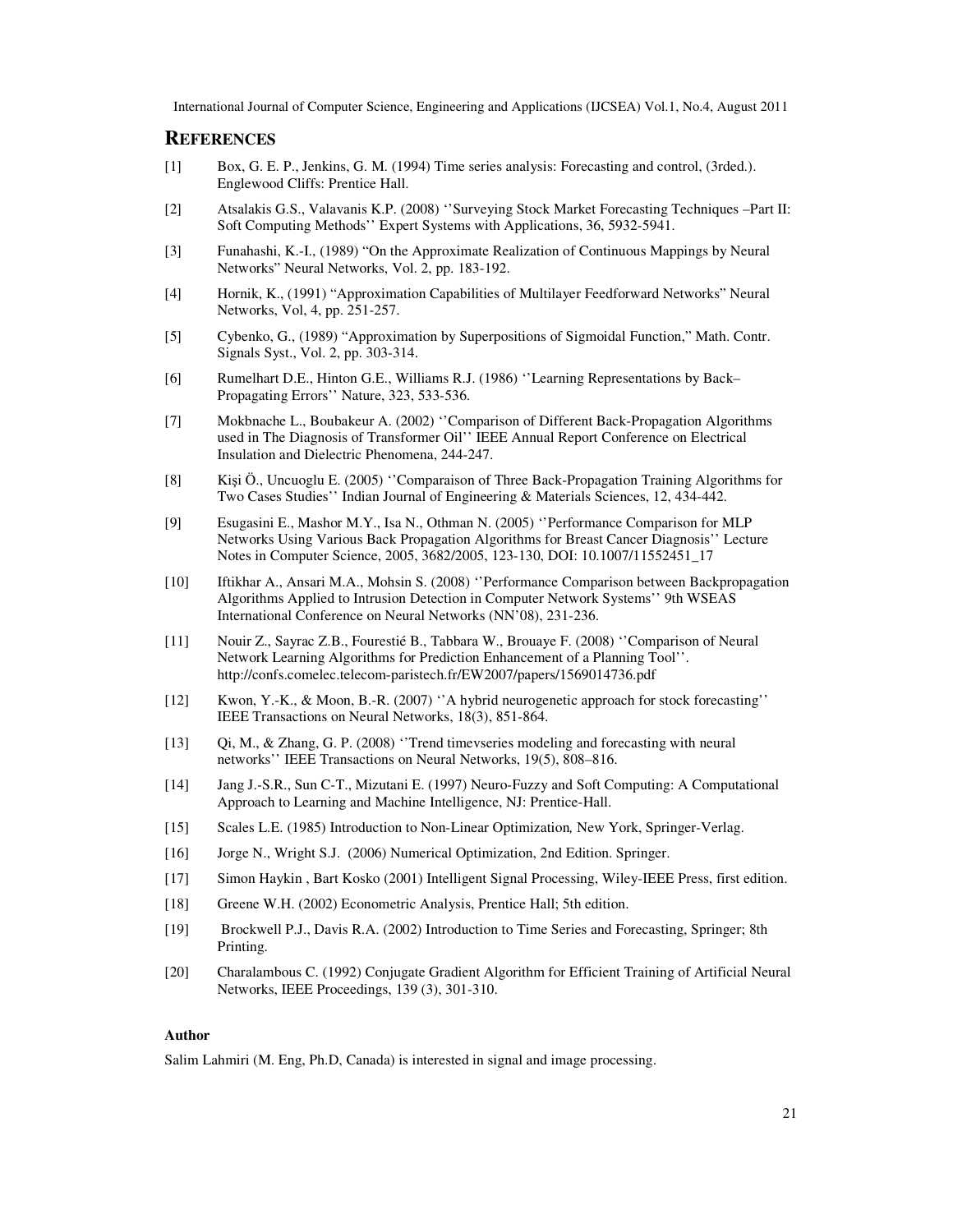## REFERENCES

[1] Box, G. E. P., Jenkins, G. M. (1994) Time series analysis: Forecasting and control, (3rded.). Englewood Cliffs: Prentice Hall.

[2] Atsalakis G.S., Valavanis K.P. (2008) ''Surveying Stock Market Forecasting Techniques –Part II: Soft Computing Methods'' Expert Systems with Applications, 36, 5932-5941.

[3] Funahashi, K.-I., (1989) "On the Approximate Realization of Continuous Mappings by Neural Networks" Neural Networks, Vol. 2, pp. 183-192.

[4] Hornik, K., (1991) "Approximation Capabilities of Multilayer Feedforward Networks" Neural Networks, Vol, 4, pp. 251-257.

[5] Cybenko, G., (1989) "Approximation by Superpositions of Sigmoidal Function," Math. Contr. Signals Syst., Vol. 2, pp. 303-314.

[6] Rumelhart D.E., Hinton G.E., Williams R.J. (1986) ''Learning Representations by Back–Propagating Errors'' Nature, 323, 533-536.

[7] Mokbnache L., Boubakeur A. (2002) ''Comparison of Different Back-Propagation Algorithms used in The Diagnosis of Transformer Oil'' IEEE Annual Report Conference on Electrical Insulation and Dielectric Phenomena, 244-247.

[8] Kişi Ö., Uncuoglu E. (2005) ''Comparaison of Three Back-Propagation Training Algorithms for Two Cases Studies'' Indian Journal of Engineering & Materials Sciences, 12, 434-442.

[9] Esugasini E., Mashor M.Y., Isa N., Othman N. (2005) ''Performance Comparison for MLP Networks Using Various Back Propagation Algorithms for Breast Cancer Diagnosis'' Lecture Notes in Computer Science, 2005, 3682/2005, 123-130, DOI: 10.1007/11552451_17

[10] Iftikhar A., Ansari M.A., Mohsin S. (2008) ''Performance Comparison between Backpropagation Algorithms Applied to Intrusion Detection in Computer Network Systems'' 9th WSEAS International Conference on Neural Networks (NN'08), 231-236.

[11] Nouir Z., Sayrac Z.B., Fourestié B., Tabbara W., Brouaye F. (2008) ''Comparison of Neural Network Learning Algorithms for Prediction Enhancement of a Planning Tool''. http://confs.comelec.telecom-paristech.fr/EW2007/papers/1569014736.pdf

[12] Kwon, Y.-K., & Moon, B.-R. (2007) ''A hybrid neurogenetic approach for stock forecasting'' IEEE Transactions on Neural Networks, 18(3), 851-864.

[13] Qi, M., & Zhang, G. P. (2008) ''Trend timevseries modeling and forecasting with neural networks'' IEEE Transactions on Neural Networks, 19(5), 808–816.

[14] Jang J.-S.R., Sun C-T., Mizutani E. (1997) Neuro-Fuzzy and Soft Computing: A Computational Approach to Learning and Machine Intelligence, NJ: Prentice-Hall.

[15] Scales L.E. (1985) Introduction to Non-Linear Optimization*,* New York, Springer-Verlag.

[16] Jorge N., Wright S.J. (2006) Numerical Optimization, 2nd Edition. Springer.

[17] Simon Haykin , Bart Kosko (2001) Intelligent Signal Processing, Wiley-IEEE Press, first edition.

[18] Greene W.H. (2002) Econometric Analysis, Prentice Hall; 5th edition.

[19] Brockwell P.J., Davis R.A. (2002) Introduction to Time Series and Forecasting, Springer; 8th Printing.

[20] Charalambous C. (1992) Conjugate Gradient Algorithm for Efficient Training of Artificial Neural Networks, IEEE Proceedings, 139 (3), 301-310.

**Author**

Salim Lahmiri (M. Eng, Ph.D, Canada) is interested in signal and image processing.